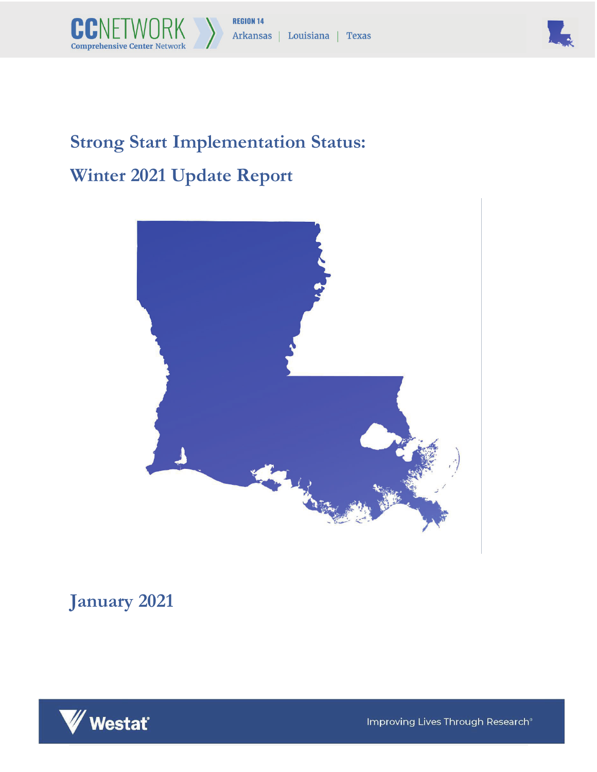CCNETWORK Comprehensive Center Network

REGION 14

Arkansas | Louisiana | Texas

# Strong Start Implementation Status:

# Winter 2021 Update Report

January 2021

Westat

Improving Lives Through Research®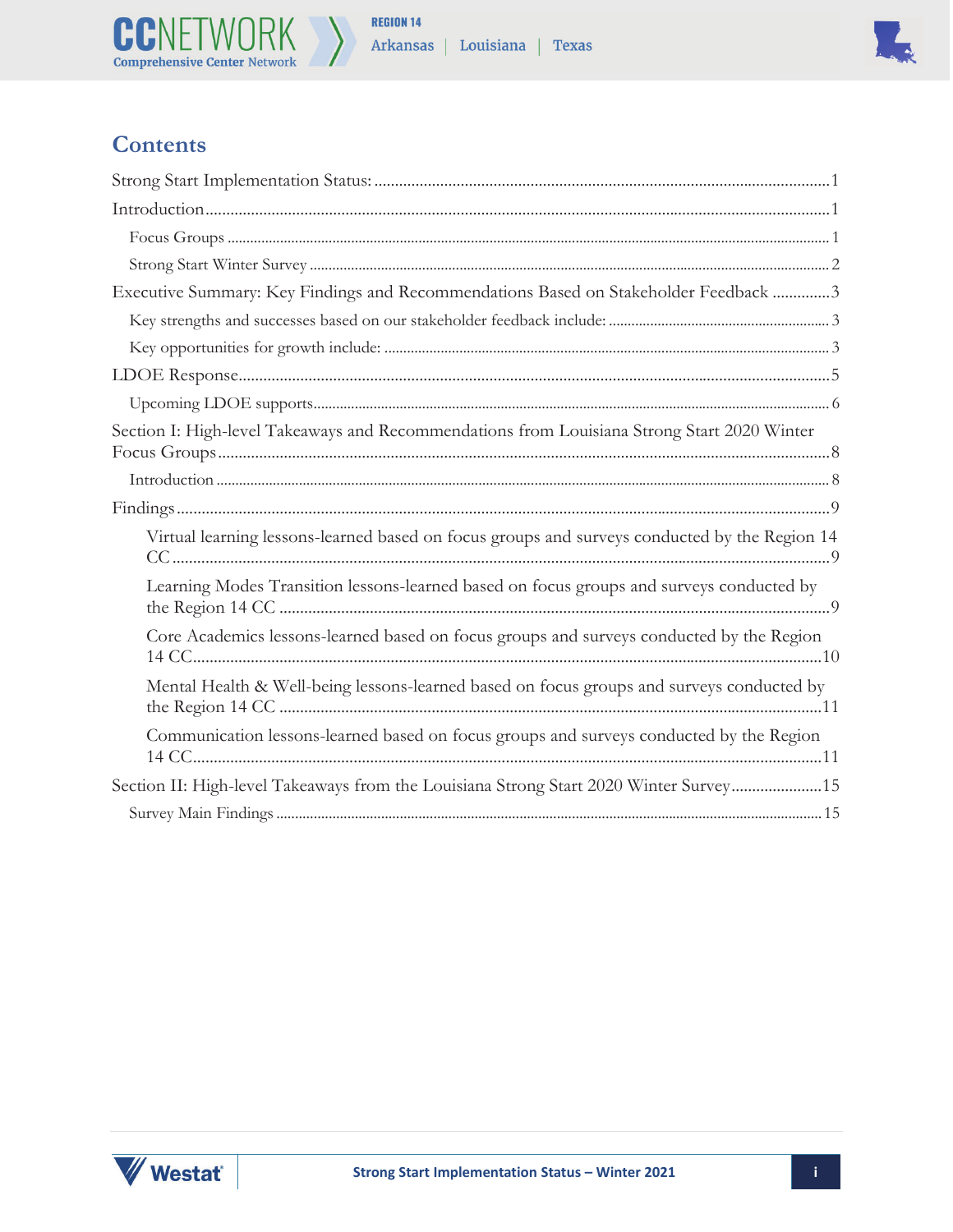# Contents

Strong Start Implementation Status: .....1

Introduction .....1

- Focus Groups .....1
- Strong Start Winter Survey .....2

Executive Summary: Key Findings and Recommendations Based on Stakeholder Feedback .....3

- Key strengths and successes based on our stakeholder feedback include: .....3
- Key opportunities for growth include: .....3

LDOE Response .....5

- Upcoming LDOE supports .....6

Section I: High-level Takeaways and Recommendations from Louisiana Strong Start 2020 Winter Focus Groups .....8

- Introduction .....8

Findings .....9

- Virtual learning lessons-learned based on focus groups and surveys conducted by the Region 14 CC .....9
- Learning Modes Transition lessons-learned based on focus groups and surveys conducted by the Region 14 CC .....9
- Core Academics lessons-learned based on focus groups and surveys conducted by the Region 14 CC .....10
- Mental Health & Well-being lessons-learned based on focus groups and surveys conducted by the Region 14 CC .....11
- Communication lessons-learned based on focus groups and surveys conducted by the Region 14 CC .....11

Section II: High-level Takeaways from the Louisiana Strong Start 2020 Winter Survey .....15

- Survey Main Findings .....15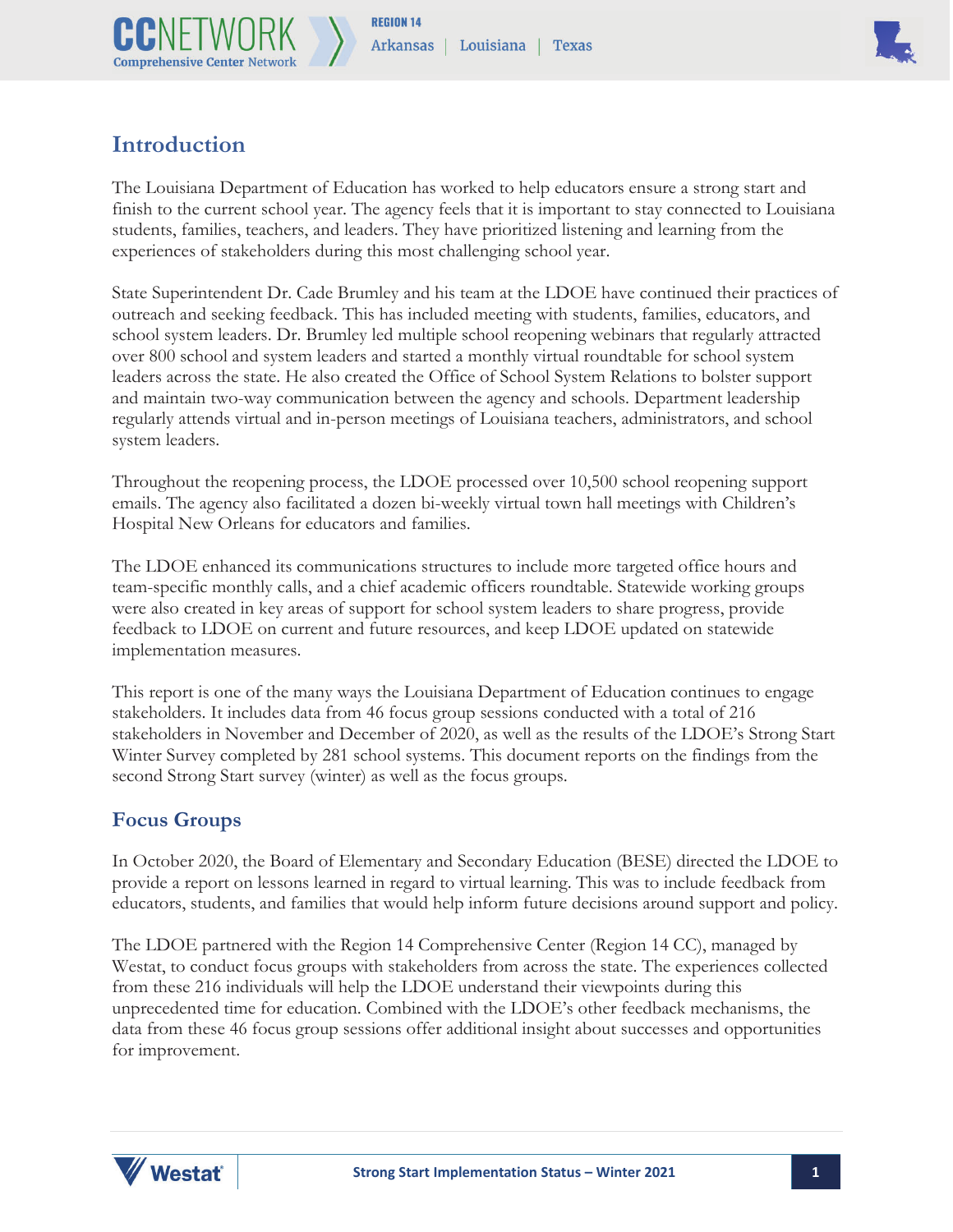## Introduction

The Louisiana Department of Education has worked to help educators ensure a strong start and finish to the current school year. The agency feels that it is important to stay connected to Louisiana students, families, teachers, and leaders. They have prioritized listening and learning from the experiences of stakeholders during this most challenging school year.

State Superintendent Dr. Cade Brumley and his team at the LDOE have continued their practices of outreach and seeking feedback. This has included meeting with students, families, educators, and school system leaders. Dr. Brumley led multiple school reopening webinars that regularly attracted over 800 school and system leaders and started a monthly virtual roundtable for school system leaders across the state. He also created the Office of School System Relations to bolster support and maintain two-way communication between the agency and schools. Department leadership regularly attends virtual and in-person meetings of Louisiana teachers, administrators, and school system leaders.

Throughout the reopening process, the LDOE processed over 10,500 school reopening support emails. The agency also facilitated a dozen bi-weekly virtual town hall meetings with Children's Hospital New Orleans for educators and families.

The LDOE enhanced its communications structures to include more targeted office hours and team-specific monthly calls, and a chief academic officers roundtable. Statewide working groups were also created in key areas of support for school system leaders to share progress, provide feedback to LDOE on current and future resources, and keep LDOE updated on statewide implementation measures.

This report is one of the many ways the Louisiana Department of Education continues to engage stakeholders. It includes data from 46 focus group sessions conducted with a total of 216 stakeholders in November and December of 2020, as well as the results of the LDOE's Strong Start Winter Survey completed by 281 school systems. This document reports on the findings from the second Strong Start survey (winter) as well as the focus groups.

## Focus Groups

In October 2020, the Board of Elementary and Secondary Education (BESE) directed the LDOE to provide a report on lessons learned in regard to virtual learning. This was to include feedback from educators, students, and families that would help inform future decisions around support and policy.

The LDOE partnered with the Region 14 Comprehensive Center (Region 14 CC), managed by Westat, to conduct focus groups with stakeholders from across the state. The experiences collected from these 216 individuals will help the LDOE understand their viewpoints during this unprecedented time for education. Combined with the LDOE's other feedback mechanisms, the data from these 46 focus group sessions offer additional insight about successes and opportunities for improvement.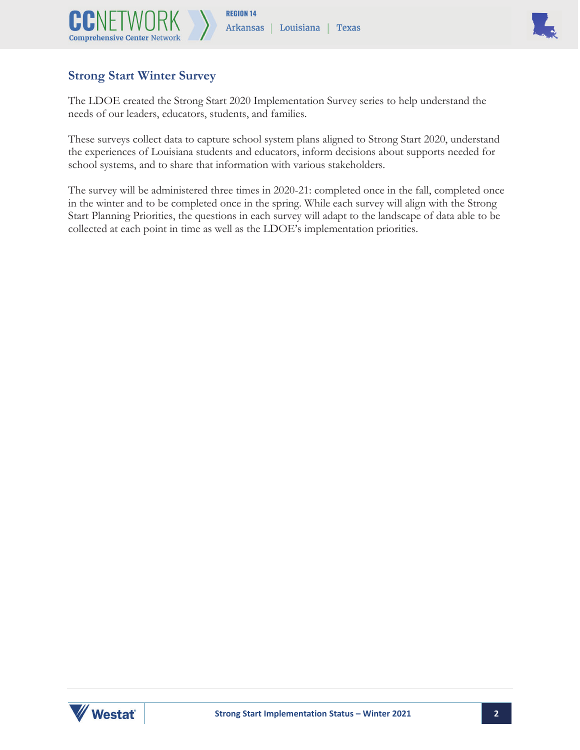## Strong Start Winter Survey

The LDOE created the Strong Start 2020 Implementation Survey series to help understand the needs of our leaders, educators, students, and families.

These surveys collect data to capture school system plans aligned to Strong Start 2020, understand the experiences of Louisiana students and educators, inform decisions about supports needed for school systems, and to share that information with various stakeholders.

The survey will be administered three times in 2020-21: completed once in the fall, completed once in the winter and to be completed once in the spring. While each survey will align with the Strong Start Planning Priorities, the questions in each survey will adapt to the landscape of data able to be collected at each point in time as well as the LDOE's implementation priorities.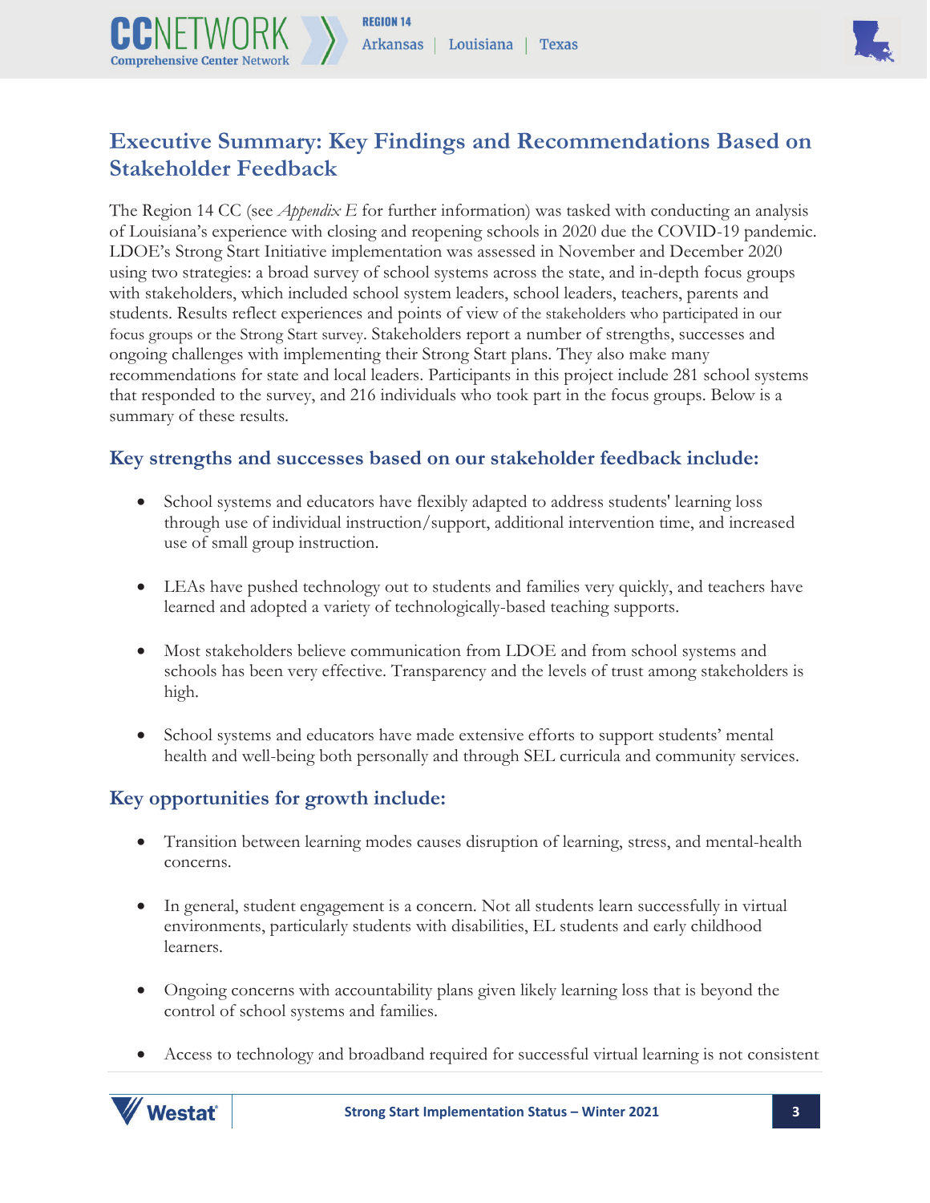## Executive Summary: Key Findings and Recommendations Based on Stakeholder Feedback

The Region 14 CC (see *Appendix E* for further information) was tasked with conducting an analysis of Louisiana's experience with closing and reopening schools in 2020 due the COVID-19 pandemic. LDOE's Strong Start Initiative implementation was assessed in November and December 2020 using two strategies: a broad survey of school systems across the state, and in-depth focus groups with stakeholders, which included school system leaders, school leaders, teachers, parents and students. Results reflect experiences and points of view of the stakeholders who participated in our focus groups or the Strong Start survey. Stakeholders report a number of strengths, successes and ongoing challenges with implementing their Strong Start plans. They also make many recommendations for state and local leaders. Participants in this project include 281 school systems that responded to the survey, and 216 individuals who took part in the focus groups. Below is a summary of these results.

### Key strengths and successes based on our stakeholder feedback include:

- School systems and educators have flexibly adapted to address students' learning loss through use of individual instruction/support, additional intervention time, and increased use of small group instruction.
- LEAs have pushed technology out to students and families very quickly, and teachers have learned and adopted a variety of technologically-based teaching supports.
- Most stakeholders believe communication from LDOE and from school systems and schools has been very effective. Transparency and the levels of trust among stakeholders is high.
- School systems and educators have made extensive efforts to support students' mental health and well-being both personally and through SEL curricula and community services.

### Key opportunities for growth include:

- Transition between learning modes causes disruption of learning, stress, and mental-health concerns.
- In general, student engagement is a concern. Not all students learn successfully in virtual environments, particularly students with disabilities, EL students and early childhood learners.
- Ongoing concerns with accountability plans given likely learning loss that is beyond the control of school systems and families.
- Access to technology and broadband required for successful virtual learning is not consistent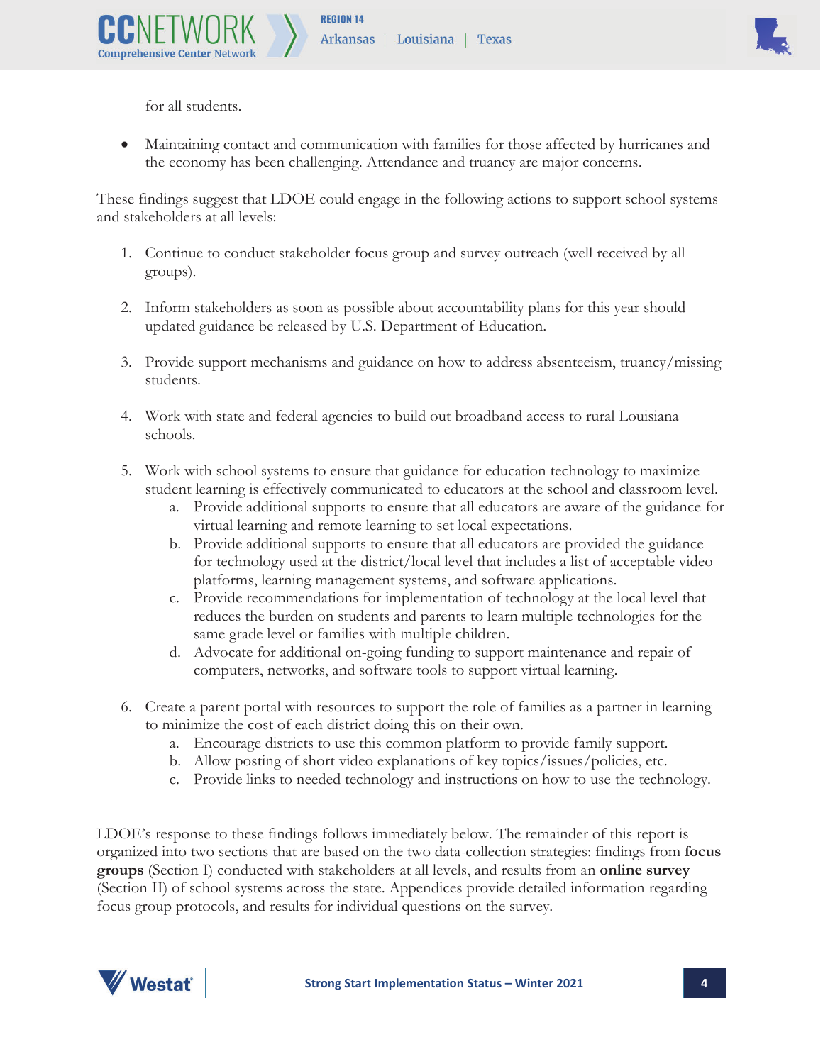for all students.

- Maintaining contact and communication with families for those affected by hurricanes and the economy has been challenging. Attendance and truancy are major concerns.

These findings suggest that LDOE could engage in the following actions to support school systems and stakeholders at all levels:

1. Continue to conduct stakeholder focus group and survey outreach (well received by all groups).

2. Inform stakeholders as soon as possible about accountability plans for this year should updated guidance be released by U.S. Department of Education.

3. Provide support mechanisms and guidance on how to address absenteeism, truancy/missing students.

4. Work with state and federal agencies to build out broadband access to rural Louisiana schools.

5. Work with school systems to ensure that guidance for education technology to maximize student learning is effectively communicated to educators at the school and classroom level.
   a. Provide additional supports to ensure that all educators are aware of the guidance for virtual learning and remote learning to set local expectations.
   b. Provide additional supports to ensure that all educators are provided the guidance for technology used at the district/local level that includes a list of acceptable video platforms, learning management systems, and software applications.
   c. Provide recommendations for implementation of technology at the local level that reduces the burden on students and parents to learn multiple technologies for the same grade level or families with multiple children.
   d. Advocate for additional on-going funding to support maintenance and repair of computers, networks, and software tools to support virtual learning.

6. Create a parent portal with resources to support the role of families as a partner in learning to minimize the cost of each district doing this on their own.
   a. Encourage districts to use this common platform to provide family support.
   b. Allow posting of short video explanations of key topics/issues/policies, etc.
   c. Provide links to needed technology and instructions on how to use the technology.

LDOE's response to these findings follows immediately below. The remainder of this report is organized into two sections that are based on the two data-collection strategies: findings from **focus groups** (Section I) conducted with stakeholders at all levels, and results from an **online survey** (Section II) of school systems across the state. Appendices provide detailed information regarding focus group protocols, and results for individual questions on the survey.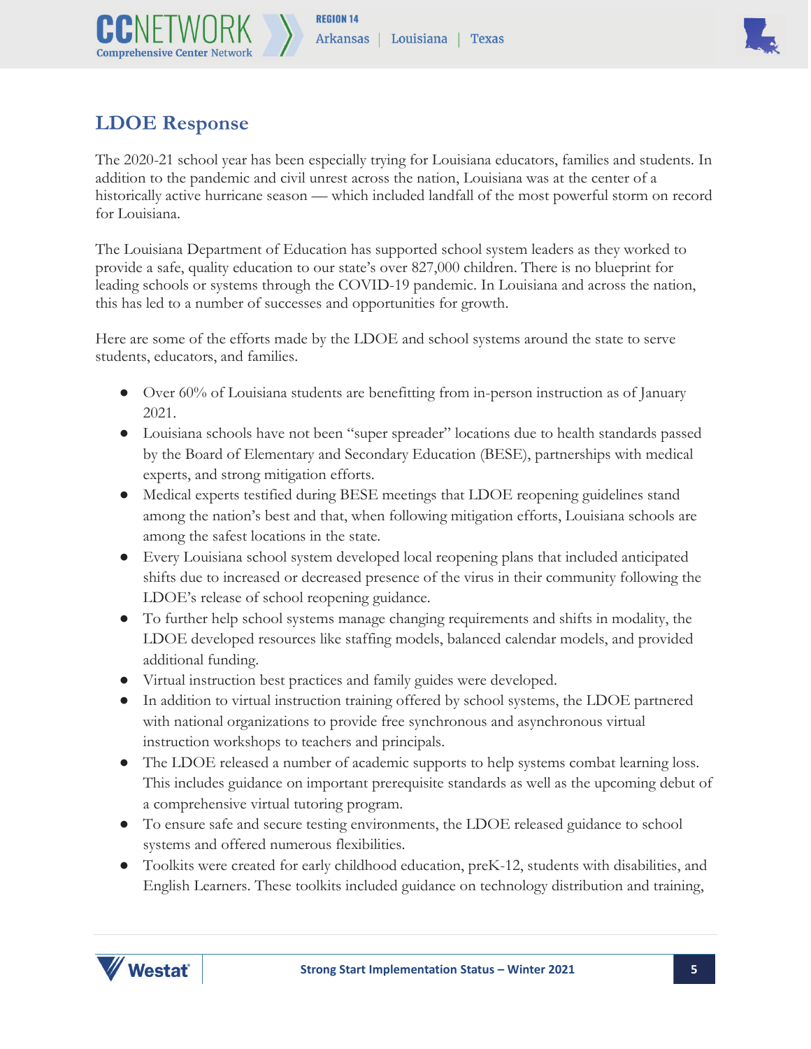## LDOE Response

The 2020-21 school year has been especially trying for Louisiana educators, families and students. In addition to the pandemic and civil unrest across the nation, Louisiana was at the center of a historically active hurricane season — which included landfall of the most powerful storm on record for Louisiana.

The Louisiana Department of Education has supported school system leaders as they worked to provide a safe, quality education to our state's over 827,000 children. There is no blueprint for leading schools or systems through the COVID-19 pandemic. In Louisiana and across the nation, this has led to a number of successes and opportunities for growth.

Here are some of the efforts made by the LDOE and school systems around the state to serve students, educators, and families.

- Over 60% of Louisiana students are benefitting from in-person instruction as of January 2021.
- Louisiana schools have not been "super spreader" locations due to health standards passed by the Board of Elementary and Secondary Education (BESE), partnerships with medical experts, and strong mitigation efforts.
- Medical experts testified during BESE meetings that LDOE reopening guidelines stand among the nation's best and that, when following mitigation efforts, Louisiana schools are among the safest locations in the state.
- Every Louisiana school system developed local reopening plans that included anticipated shifts due to increased or decreased presence of the virus in their community following the LDOE's release of school reopening guidance.
- To further help school systems manage changing requirements and shifts in modality, the LDOE developed resources like staffing models, balanced calendar models, and provided additional funding.
- Virtual instruction best practices and family guides were developed.
- In addition to virtual instruction training offered by school systems, the LDOE partnered with national organizations to provide free synchronous and asynchronous virtual instruction workshops to teachers and principals.
- The LDOE released a number of academic supports to help systems combat learning loss. This includes guidance on important prerequisite standards as well as the upcoming debut of a comprehensive virtual tutoring program.
- To ensure safe and secure testing environments, the LDOE released guidance to school systems and offered numerous flexibilities.
- Toolkits were created for early childhood education, preK-12, students with disabilities, and English Learners. These toolkits included guidance on technology distribution and training,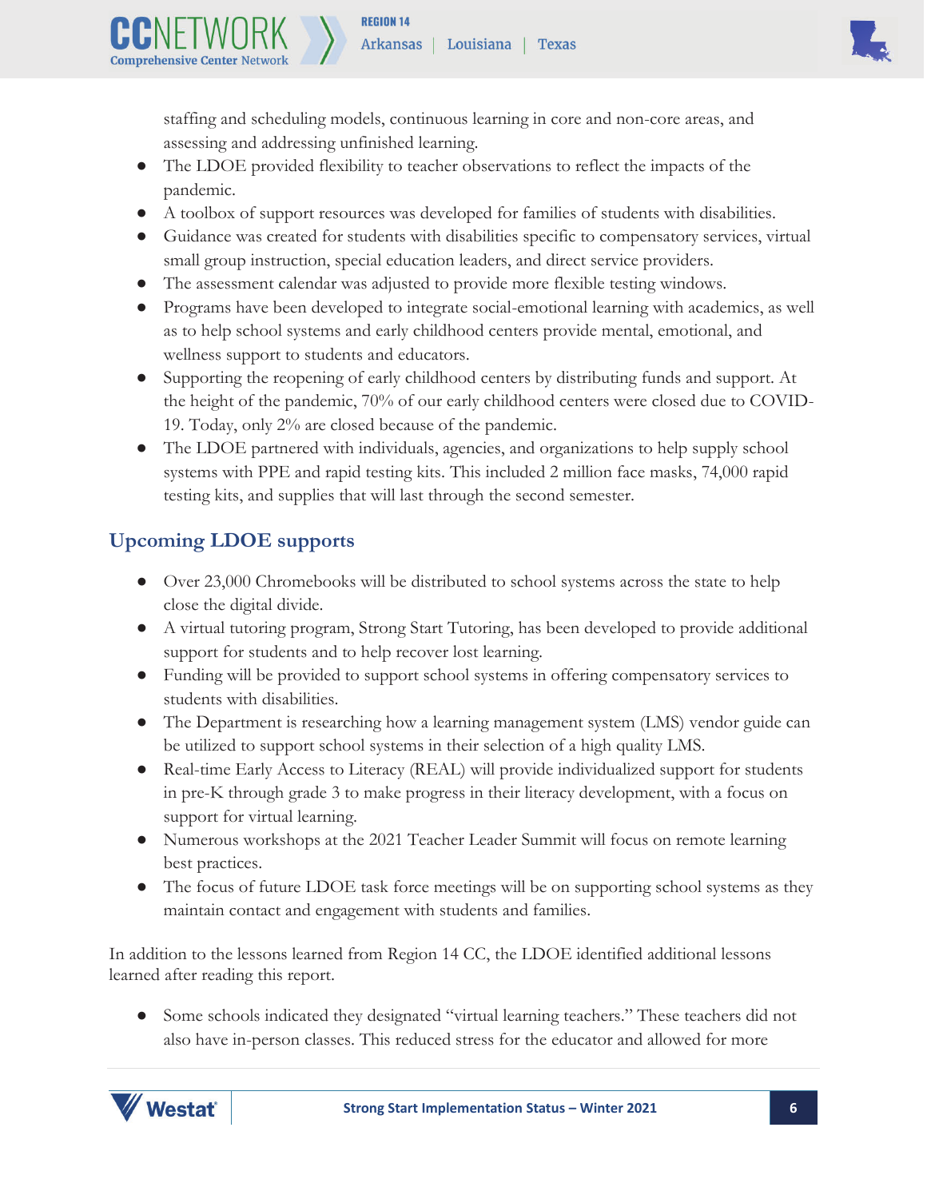staffing and scheduling models, continuous learning in core and non-core areas, and assessing and addressing unfinished learning.

- The LDOE provided flexibility to teacher observations to reflect the impacts of the pandemic.
- A toolbox of support resources was developed for families of students with disabilities.
- Guidance was created for students with disabilities specific to compensatory services, virtual small group instruction, special education leaders, and direct service providers.
- The assessment calendar was adjusted to provide more flexible testing windows.
- Programs have been developed to integrate social-emotional learning with academics, as well as to help school systems and early childhood centers provide mental, emotional, and wellness support to students and educators.
- Supporting the reopening of early childhood centers by distributing funds and support. At the height of the pandemic, 70% of our early childhood centers were closed due to COVID-19. Today, only 2% are closed because of the pandemic.
- The LDOE partnered with individuals, agencies, and organizations to help supply school systems with PPE and rapid testing kits. This included 2 million face masks, 74,000 rapid testing kits, and supplies that will last through the second semester.

## Upcoming LDOE supports

- Over 23,000 Chromebooks will be distributed to school systems across the state to help close the digital divide.
- A virtual tutoring program, Strong Start Tutoring, has been developed to provide additional support for students and to help recover lost learning.
- Funding will be provided to support school systems in offering compensatory services to students with disabilities.
- The Department is researching how a learning management system (LMS) vendor guide can be utilized to support school systems in their selection of a high quality LMS.
- Real-time Early Access to Literacy (REAL) will provide individualized support for students in pre-K through grade 3 to make progress in their literacy development, with a focus on support for virtual learning.
- Numerous workshops at the 2021 Teacher Leader Summit will focus on remote learning best practices.
- The focus of future LDOE task force meetings will be on supporting school systems as they maintain contact and engagement with students and families.

In addition to the lessons learned from Region 14 CC, the LDOE identified additional lessons learned after reading this report.

- Some schools indicated they designated "virtual learning teachers." These teachers did not also have in-person classes. This reduced stress for the educator and allowed for more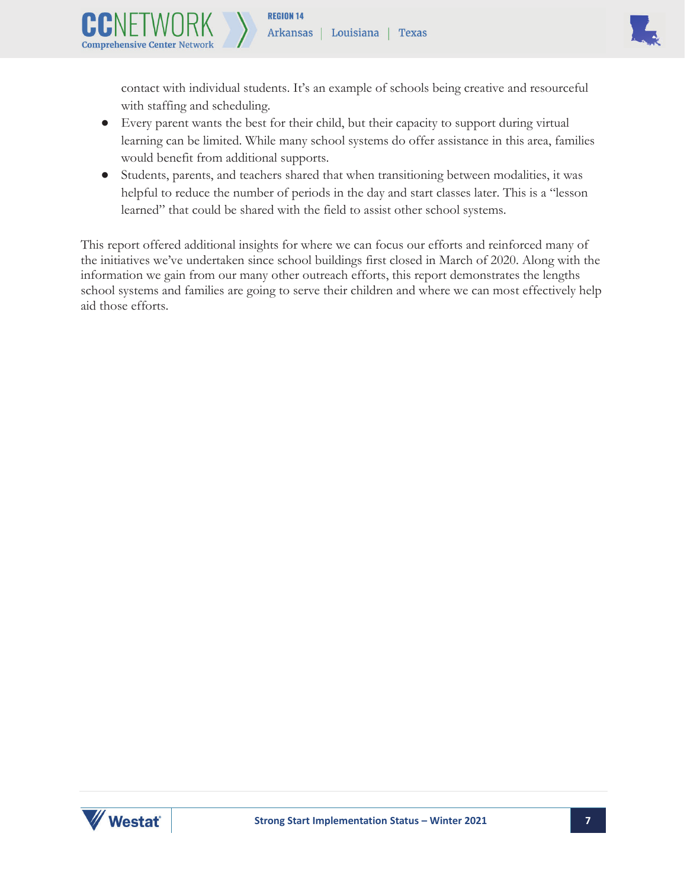contact with individual students. It's an example of schools being creative and resourceful with staffing and scheduling.

- Every parent wants the best for their child, but their capacity to support during virtual learning can be limited. While many school systems do offer assistance in this area, families would benefit from additional supports.
- Students, parents, and teachers shared that when transitioning between modalities, it was helpful to reduce the number of periods in the day and start classes later. This is a "lesson learned" that could be shared with the field to assist other school systems.

This report offered additional insights for where we can focus our efforts and reinforced many of the initiatives we've undertaken since school buildings first closed in March of 2020. Along with the information we gain from our many other outreach efforts, this report demonstrates the lengths school systems and families are going to serve their children and where we can most effectively help aid those efforts.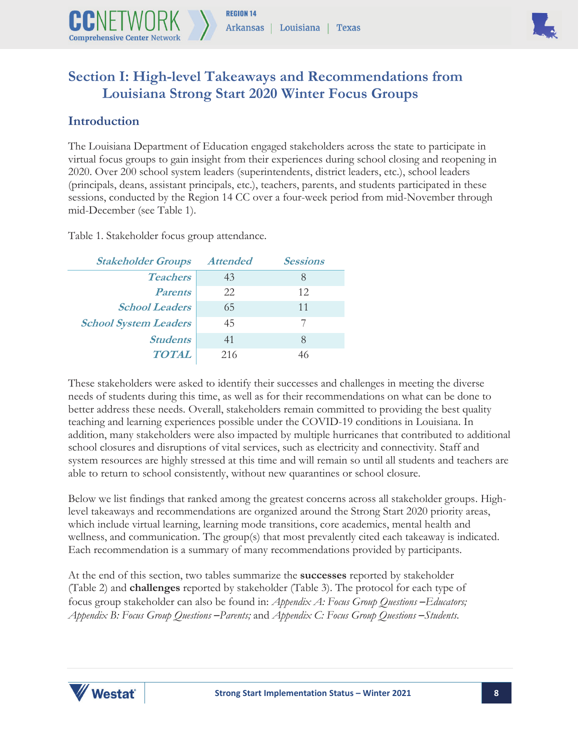## Section I: High-level Takeaways and Recommendations from Louisiana Strong Start 2020 Winter Focus Groups

### Introduction

The Louisiana Department of Education engaged stakeholders across the state to participate in virtual focus groups to gain insight from their experiences during school closing and reopening in 2020. Over 200 school system leaders (superintendents, district leaders, etc.), school leaders (principals, deans, assistant principals, etc.), teachers, parents, and students participated in these sessions, conducted by the Region 14 CC over a four-week period from mid-November through mid-December (see Table 1).

Table 1. Stakeholder focus group attendance.

| *Stakeholder Groups* | *Attended* | *Sessions* |
|---|---|---|
| *Teachers* | 43 | 8 |
| *Parents* | 22 | 12 |
| *School Leaders* | 65 | 11 |
| *School System Leaders* | 45 | 7 |
| *Students* | 41 | 8 |
| *TOTAL* | 216 | 46 |

These stakeholders were asked to identify their successes and challenges in meeting the diverse needs of students during this time, as well as for their recommendations on what can be done to better address these needs. Overall, stakeholders remain committed to providing the best quality teaching and learning experiences possible under the COVID-19 conditions in Louisiana. In addition, many stakeholders were also impacted by multiple hurricanes that contributed to additional school closures and disruptions of vital services, such as electricity and connectivity. Staff and system resources are highly stressed at this time and will remain so until all students and teachers are able to return to school consistently, without new quarantines or school closure.

Below we list findings that ranked among the greatest concerns across all stakeholder groups. High-level takeaways and recommendations are organized around the Strong Start 2020 priority areas, which include virtual learning, learning mode transitions, core academics, mental health and wellness, and communication. The group(s) that most prevalently cited each takeaway is indicated. Each recommendation is a summary of many recommendations provided by participants.

At the end of this section, two tables summarize the **successes** reported by stakeholder (Table 2) and **challenges** reported by stakeholder (Table 3). The protocol for each type of focus group stakeholder can also be found in: *Appendix A: Focus Group Questions –Educators; Appendix B: Focus Group Questions –Parents;* and *Appendix C: Focus Group Questions –Students.*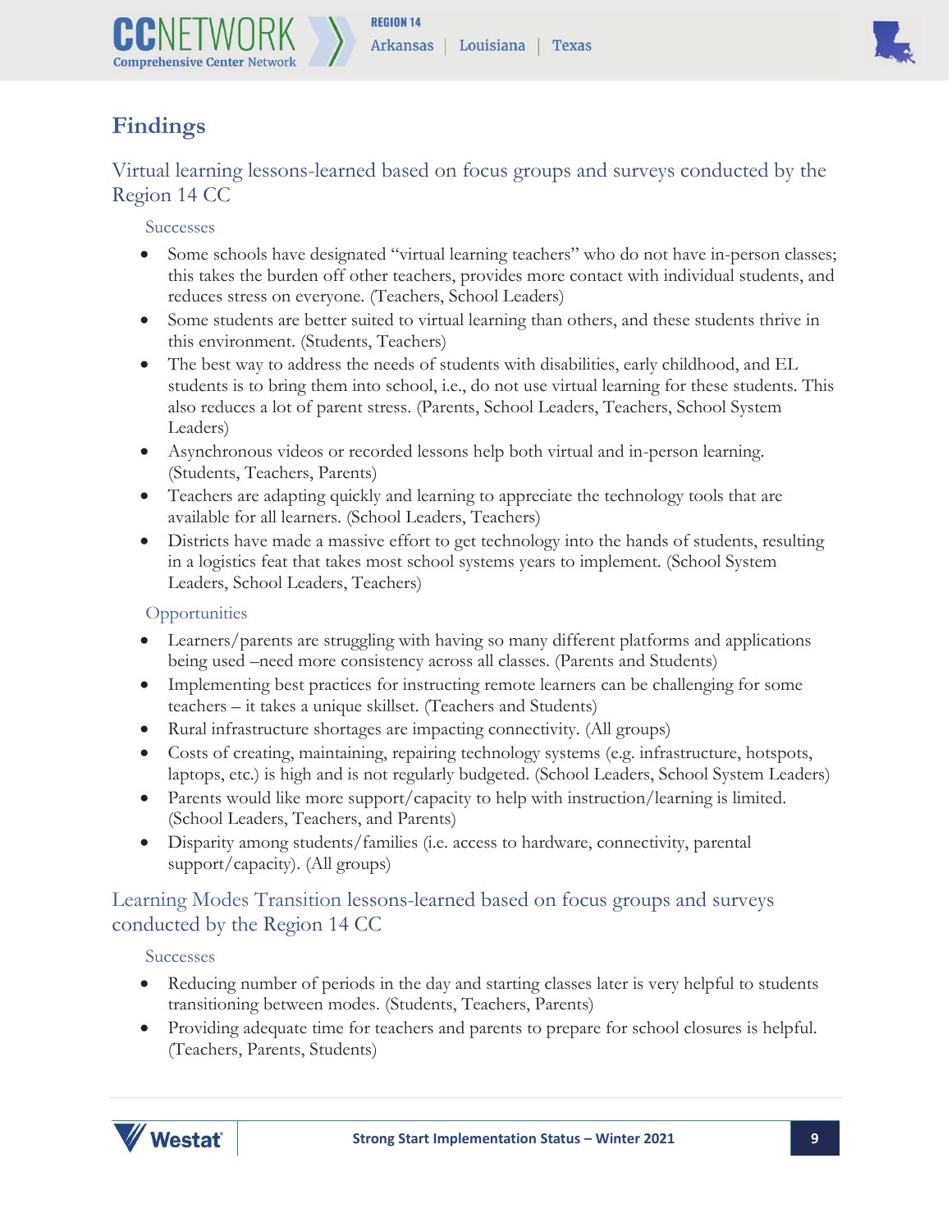# Findings

## Virtual learning lessons-learned based on focus groups and surveys conducted by the Region 14 CC

### Successes

- Some schools have designated "virtual learning teachers" who do not have in-person classes; this takes the burden off other teachers, provides more contact with individual students, and reduces stress on everyone. (Teachers, School Leaders)
- Some students are better suited to virtual learning than others, and these students thrive in this environment. (Students, Teachers)
- The best way to address the needs of students with disabilities, early childhood, and EL students is to bring them into school, i.e., do not use virtual learning for these students. This also reduces a lot of parent stress. (Parents, School Leaders, Teachers, School System Leaders)
- Asynchronous videos or recorded lessons help both virtual and in-person learning. (Students, Teachers, Parents)
- Teachers are adapting quickly and learning to appreciate the technology tools that are available for all learners. (School Leaders, Teachers)
- Districts have made a massive effort to get technology into the hands of students, resulting in a logistics feat that takes most school systems years to implement. (School System Leaders, School Leaders, Teachers)

### Opportunities

- Learners/parents are struggling with having so many different platforms and applications being used –need more consistency across all classes. (Parents and Students)
- Implementing best practices for instructing remote learners can be challenging for some teachers – it takes a unique skillset. (Teachers and Students)
- Rural infrastructure shortages are impacting connectivity. (All groups)
- Costs of creating, maintaining, repairing technology systems (e.g. infrastructure, hotspots, laptops, etc.) is high and is not regularly budgeted. (School Leaders, School System Leaders)
- Parents would like more support/capacity to help with instruction/learning is limited. (School Leaders, Teachers, and Parents)
- Disparity among students/families (i.e. access to hardware, connectivity, parental support/capacity). (All groups)

## Learning Modes Transition lessons-learned based on focus groups and surveys conducted by the Region 14 CC

### Successes

- Reducing number of periods in the day and starting classes later is very helpful to students transitioning between modes. (Students, Teachers, Parents)
- Providing adequate time for teachers and parents to prepare for school closures is helpful. (Teachers, Parents, Students)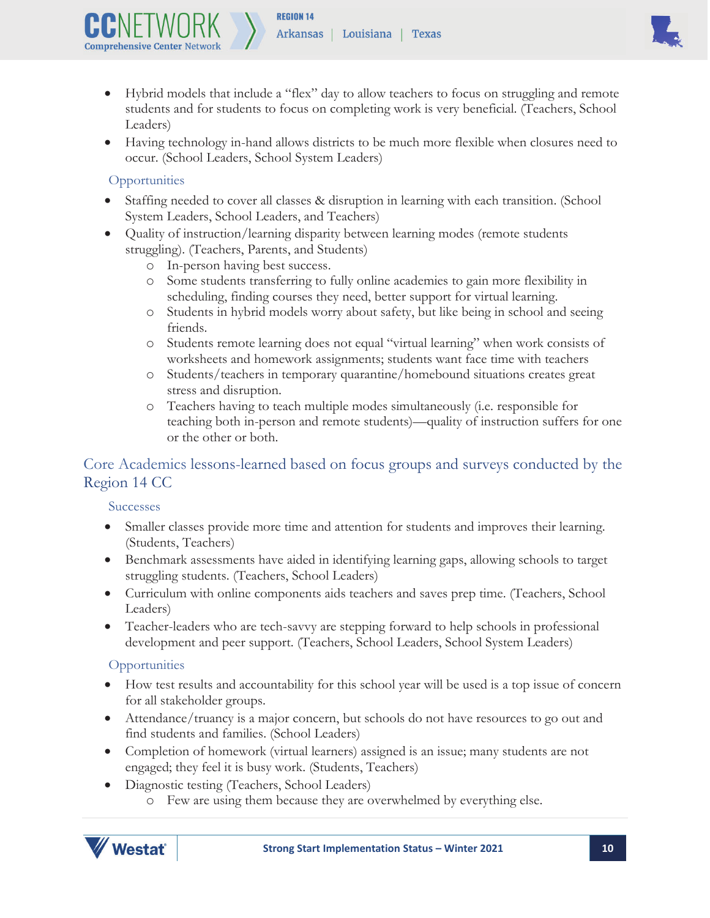- Hybrid models that include a "flex" day to allow teachers to focus on struggling and remote students and for students to focus on completing work is very beneficial. (Teachers, School Leaders)
- Having technology in-hand allows districts to be much more flexible when closures need to occur. (School Leaders, School System Leaders)

### Opportunities

- Staffing needed to cover all classes & disruption in learning with each transition. (School System Leaders, School Leaders, and Teachers)
- Quality of instruction/learning disparity between learning modes (remote students struggling). (Teachers, Parents, and Students)
  - In-person having best success.
  - Some students transferring to fully online academies to gain more flexibility in scheduling, finding courses they need, better support for virtual learning.
  - Students in hybrid models worry about safety, but like being in school and seeing friends.
  - Students remote learning does not equal "virtual learning" when work consists of worksheets and homework assignments; students want face time with teachers
  - Students/teachers in temporary quarantine/homebound situations creates great stress and disruption.
  - Teachers having to teach multiple modes simultaneously (i.e. responsible for teaching both in-person and remote students)—quality of instruction suffers for one or the other or both.

## Core Academics lessons-learned based on focus groups and surveys conducted by the Region 14 CC

### Successes

- Smaller classes provide more time and attention for students and improves their learning. (Students, Teachers)
- Benchmark assessments have aided in identifying learning gaps, allowing schools to target struggling students. (Teachers, School Leaders)
- Curriculum with online components aids teachers and saves prep time. (Teachers, School Leaders)
- Teacher-leaders who are tech-savvy are stepping forward to help schools in professional development and peer support. (Teachers, School Leaders, School System Leaders)

### Opportunities

- How test results and accountability for this school year will be used is a top issue of concern for all stakeholder groups.
- Attendance/truancy is a major concern, but schools do not have resources to go out and find students and families. (School Leaders)
- Completion of homework (virtual learners) assigned is an issue; many students are not engaged; they feel it is busy work. (Students, Teachers)
- Diagnostic testing (Teachers, School Leaders)
  - Few are using them because they are overwhelmed by everything else.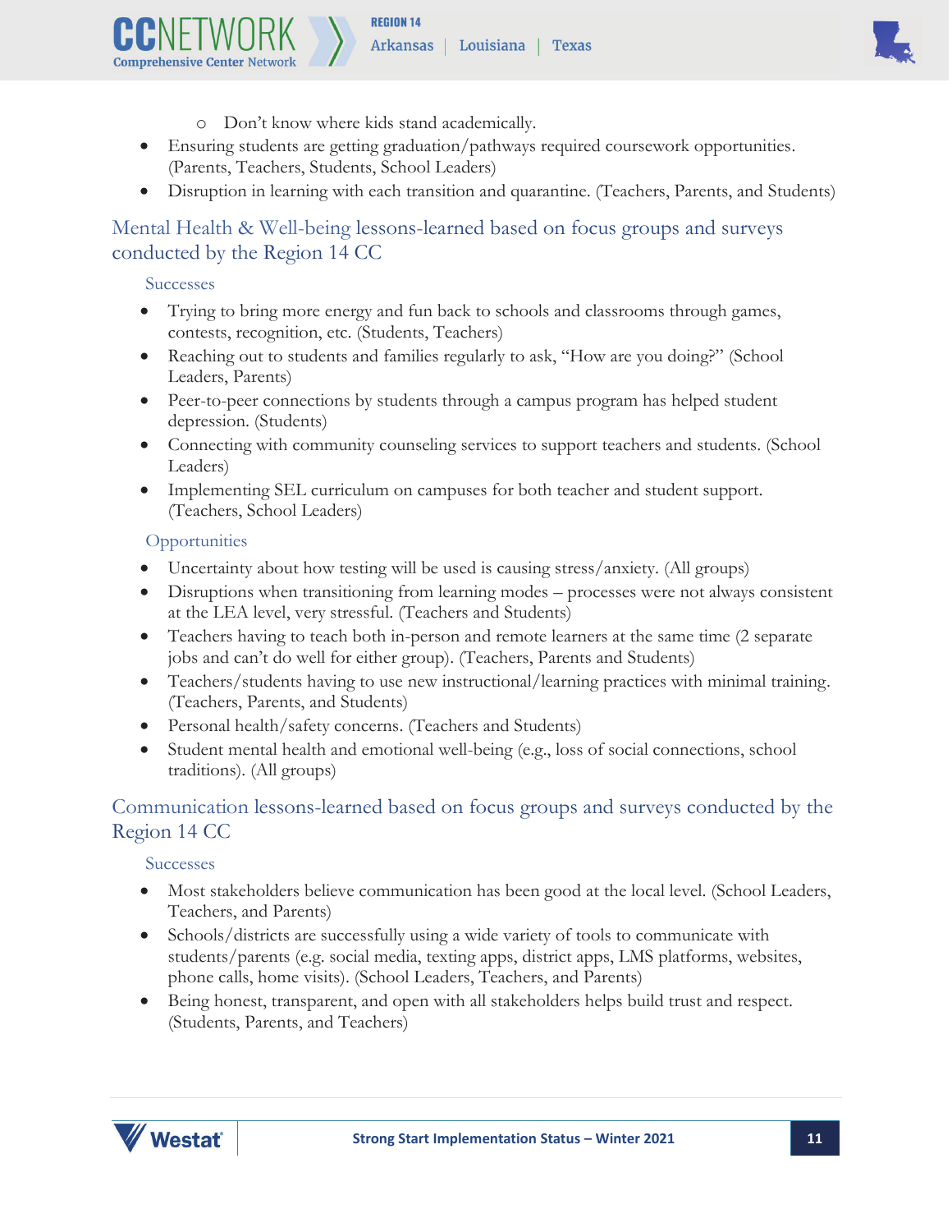- Don't know where kids stand academically.
- Ensuring students are getting graduation/pathways required coursework opportunities. (Parents, Teachers, Students, School Leaders)
- Disruption in learning with each transition and quarantine. (Teachers, Parents, and Students)

## Mental Health & Well-being lessons-learned based on focus groups and surveys conducted by the Region 14 CC

### Successes

- Trying to bring more energy and fun back to schools and classrooms through games, contests, recognition, etc. (Students, Teachers)
- Reaching out to students and families regularly to ask, "How are you doing?" (School Leaders, Parents)
- Peer-to-peer connections by students through a campus program has helped student depression. (Students)
- Connecting with community counseling services to support teachers and students. (School Leaders)
- Implementing SEL curriculum on campuses for both teacher and student support. (Teachers, School Leaders)

### Opportunities

- Uncertainty about how testing will be used is causing stress/anxiety. (All groups)
- Disruptions when transitioning from learning modes – processes were not always consistent at the LEA level, very stressful. (Teachers and Students)
- Teachers having to teach both in-person and remote learners at the same time (2 separate jobs and can't do well for either group). (Teachers, Parents and Students)
- Teachers/students having to use new instructional/learning practices with minimal training. (Teachers, Parents, and Students)
- Personal health/safety concerns. (Teachers and Students)
- Student mental health and emotional well-being (e.g., loss of social connections, school traditions). (All groups)

## Communication lessons-learned based on focus groups and surveys conducted by the Region 14 CC

### Successes

- Most stakeholders believe communication has been good at the local level. (School Leaders, Teachers, and Parents)
- Schools/districts are successfully using a wide variety of tools to communicate with students/parents (e.g. social media, texting apps, district apps, LMS platforms, websites, phone calls, home visits). (School Leaders, Teachers, and Parents)
- Being honest, transparent, and open with all stakeholders helps build trust and respect. (Students, Parents, and Teachers)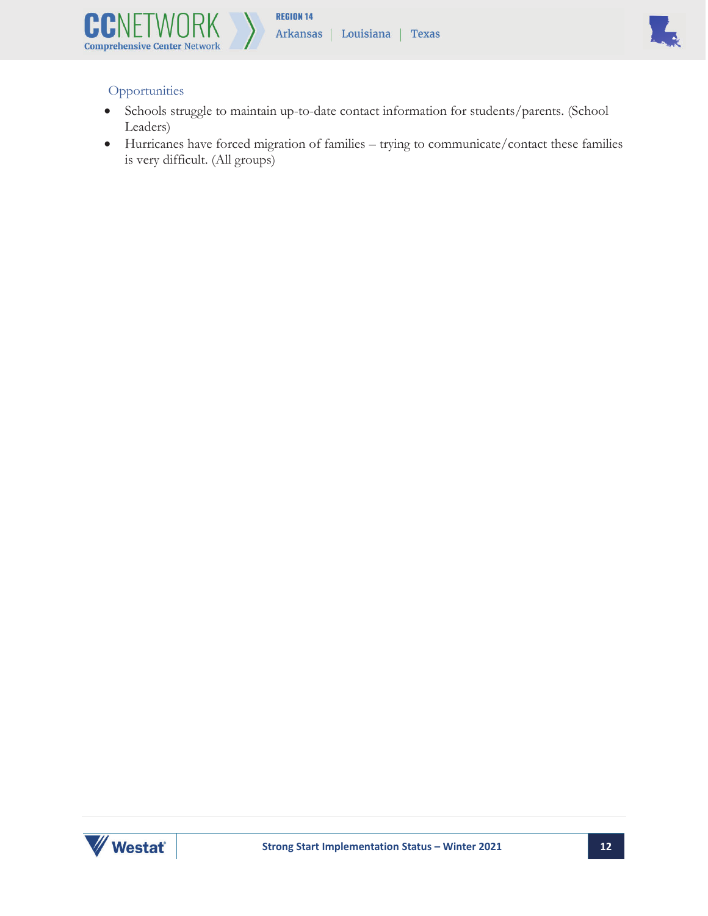### Opportunities

- Schools struggle to maintain up-to-date contact information for students/parents. (School Leaders)
- Hurricanes have forced migration of families – trying to communicate/contact these families is very difficult. (All groups)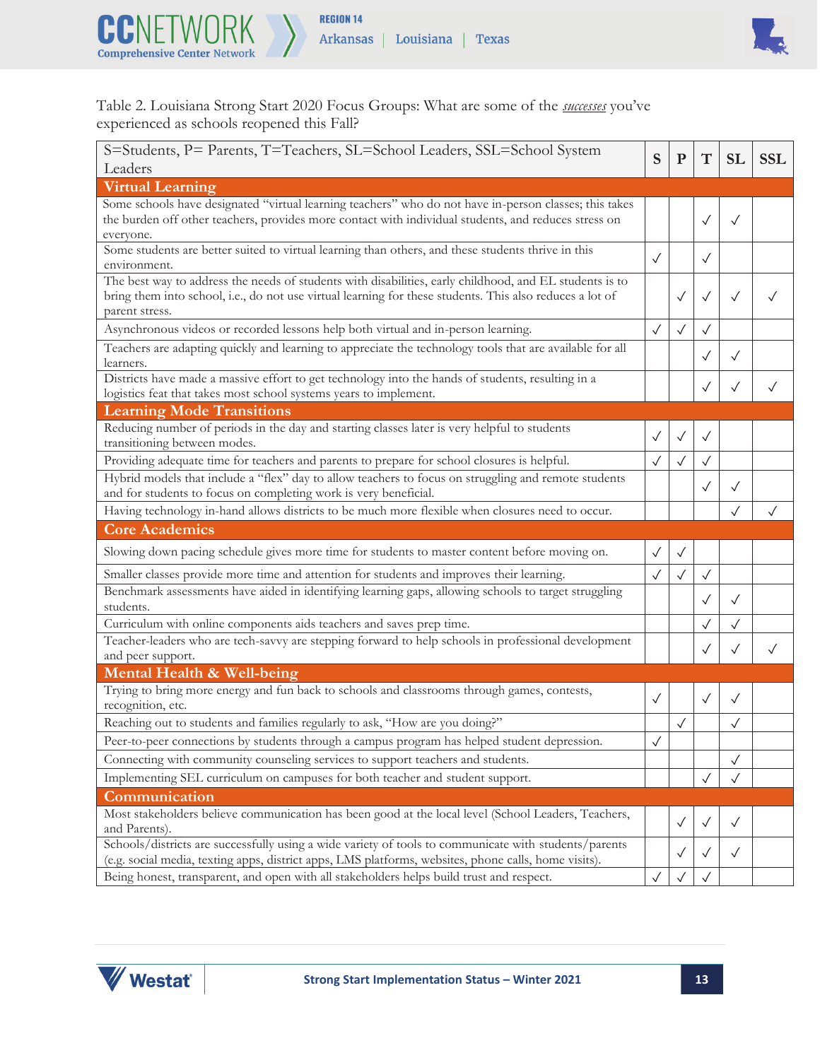Table 2. Louisiana Strong Start 2020 Focus Groups: What are some of the *successes* you've experienced as schools reopened this Fall?

| S=Students, P= Parents, T=Teachers, SL=School Leaders, SSL=School System Leaders | S | P | T | SL | SSL |
|---|---|---|---|---|---|
| **Virtual Learning** | | | | | |
| Some schools have designated "virtual learning teachers" who do not have in-person classes; this takes the burden off other teachers, provides more contact with individual students, and reduces stress on everyone. | | | ✓ | ✓ | |
| Some students are better suited to virtual learning than others, and these students thrive in this environment. | ✓ | | ✓ | | |
| The best way to address the needs of students with disabilities, early childhood, and EL students is to bring them into school, i.e., do not use virtual learning for these students. This also reduces a lot of parent stress. | | ✓ | ✓ | ✓ | ✓ |
| Asynchronous videos or recorded lessons help both virtual and in-person learning. | ✓ | ✓ | ✓ | | |
| Teachers are adapting quickly and learning to appreciate the technology tools that are available for all learners. | | | ✓ | ✓ | |
| Districts have made a massive effort to get technology into the hands of students, resulting in a logistics feat that takes most school systems years to implement. | | | ✓ | ✓ | ✓ |
| **Learning Mode Transitions** | | | | | |
| Reducing number of periods in the day and starting classes later is very helpful to students transitioning between modes. | ✓ | ✓ | ✓ | | |
| Providing adequate time for teachers and parents to prepare for school closures is helpful. | ✓ | ✓ | ✓ | | |
| Hybrid models that include a "flex" day to allow teachers to focus on struggling and remote students and for students to focus on completing work is very beneficial. | | | ✓ | ✓ | |
| Having technology in-hand allows districts to be much more flexible when closures need to occur. | | | | ✓ | ✓ |
| **Core Academics** | | | | | |
| Slowing down pacing schedule gives more time for students to master content before moving on. | ✓ | ✓ | | | |
| Smaller classes provide more time and attention for students and improves their learning. | ✓ | ✓ | ✓ | | |
| Benchmark assessments have aided in identifying learning gaps, allowing schools to target struggling students. | | | ✓ | ✓ | |
| Curriculum with online components aids teachers and saves prep time. | | | ✓ | ✓ | |
| Teacher-leaders who are tech-savvy are stepping forward to help schools in professional development and peer support. | | | ✓ | ✓ | ✓ |
| **Mental Health & Well-being** | | | | | |
| Trying to bring more energy and fun back to schools and classrooms through games, contests, recognition, etc. | ✓ | | ✓ | ✓ | |
| Reaching out to students and families regularly to ask, "How are you doing?" | | ✓ | | ✓ | |
| Peer-to-peer connections by students through a campus program has helped student depression. | ✓ | | | | |
| Connecting with community counseling services to support teachers and students. | | | | ✓ | |
| Implementing SEL curriculum on campuses for both teacher and student support. | | | ✓ | ✓ | |
| **Communication** | | | | | |
| Most stakeholders believe communication has been good at the local level (School Leaders, Teachers, and Parents). | | ✓ | ✓ | ✓ | |
| Schools/districts are successfully using a wide variety of tools to communicate with students/parents (e.g. social media, texting apps, district apps, LMS platforms, websites, phone calls, home visits). | | ✓ | ✓ | ✓ | |
| Being honest, transparent, and open with all stakeholders helps build trust and respect. | ✓ | ✓ | ✓ | | |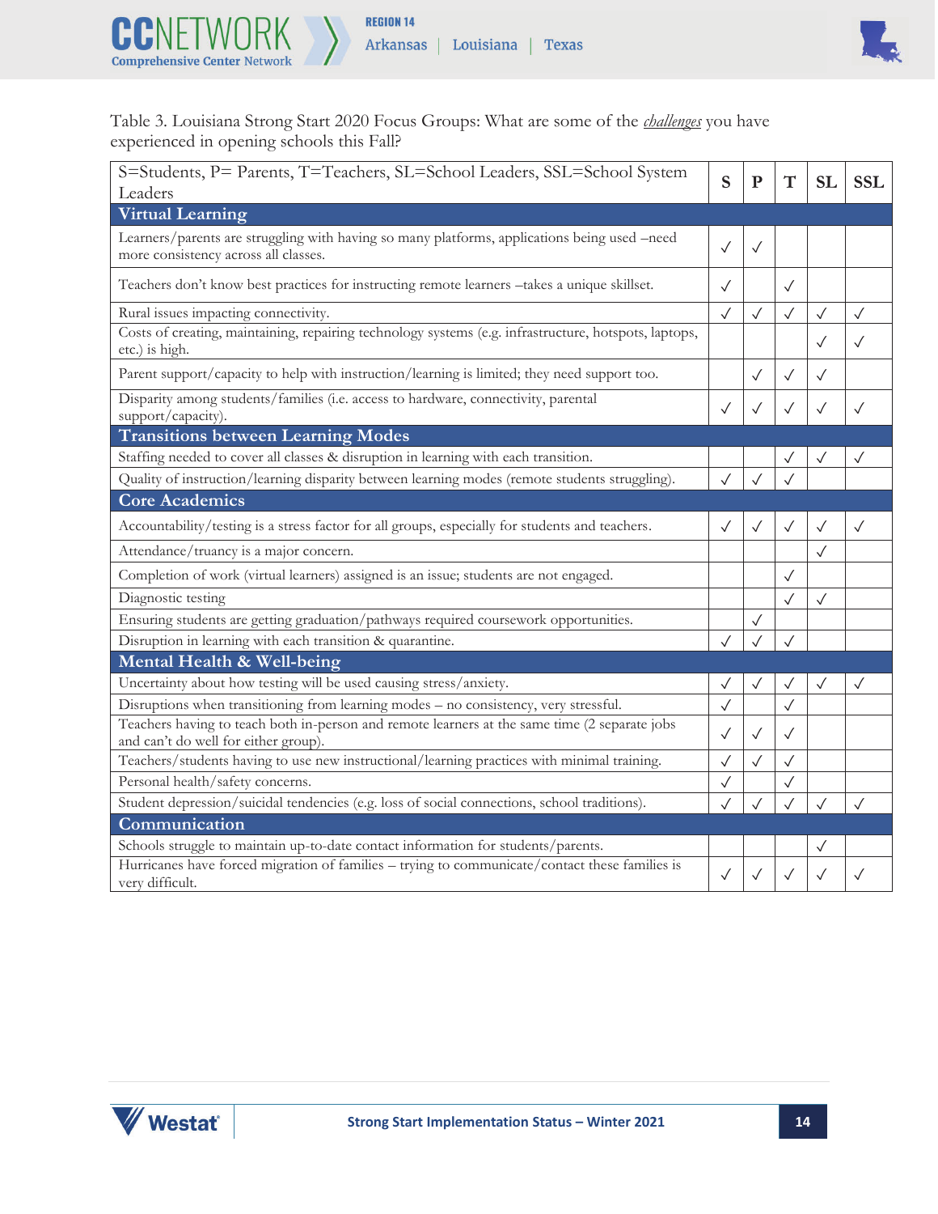Table 3. Louisiana Strong Start 2020 Focus Groups: What are some of the ***challenges*** you have experienced in opening schools this Fall?

| S=Students, P= Parents, T=Teachers, SL=School Leaders, SSL=School System Leaders | S | P | T | SL | SSL |
|---|---|---|---|---|---|
| **Virtual Learning** | | | | | |
| Learners/parents are struggling with having so many platforms, applications being used –need more consistency across all classes. | ✓ | ✓ | | | |
| Teachers don't know best practices for instructing remote learners –takes a unique skillset. | ✓ | | ✓ | | |
| Rural issues impacting connectivity. | ✓ | ✓ | ✓ | ✓ | ✓ |
| Costs of creating, maintaining, repairing technology systems (e.g. infrastructure, hotspots, laptops, etc.) is high. | | | | ✓ | ✓ |
| Parent support/capacity to help with instruction/learning is limited; they need support too. | | ✓ | ✓ | ✓ | |
| Disparity among students/families (i.e. access to hardware, connectivity, parental support/capacity). | ✓ | ✓ | ✓ | ✓ | ✓ |
| **Transitions between Learning Modes** | | | | | |
| Staffing needed to cover all classes & disruption in learning with each transition. | | | ✓ | ✓ | ✓ |
| Quality of instruction/learning disparity between learning modes (remote students struggling). | ✓ | ✓ | ✓ | | |
| **Core Academics** | | | | | |
| Accountability/testing is a stress factor for all groups, especially for students and teachers. | ✓ | ✓ | ✓ | ✓ | ✓ |
| Attendance/truancy is a major concern. | | | | ✓ | |
| Completion of work (virtual learners) assigned is an issue; students are not engaged. | | | ✓ | | |
| Diagnostic testing | | | ✓ | ✓ | |
| Ensuring students are getting graduation/pathways required coursework opportunities. | | ✓ | | | |
| Disruption in learning with each transition & quarantine. | ✓ | ✓ | ✓ | | |
| **Mental Health & Well-being** | | | | | |
| Uncertainty about how testing will be used causing stress/anxiety. | ✓ | ✓ | ✓ | ✓ | ✓ |
| Disruptions when transitioning from learning modes – no consistency, very stressful. | ✓ | | ✓ | | |
| Teachers having to teach both in-person and remote learners at the same time (2 separate jobs and can't do well for either group). | ✓ | ✓ | ✓ | | |
| Teachers/students having to use new instructional/learning practices with minimal training. | ✓ | ✓ | ✓ | | |
| Personal health/safety concerns. | ✓ | | ✓ | | |
| Student depression/suicidal tendencies (e.g. loss of social connections, school traditions). | ✓ | ✓ | ✓ | ✓ | ✓ |
| **Communication** | | | | | |
| Schools struggle to maintain up-to-date contact information for students/parents. | | | | ✓ | |
| Hurricanes have forced migration of families – trying to communicate/contact these families is very difficult. | ✓ | ✓ | ✓ | ✓ | ✓ |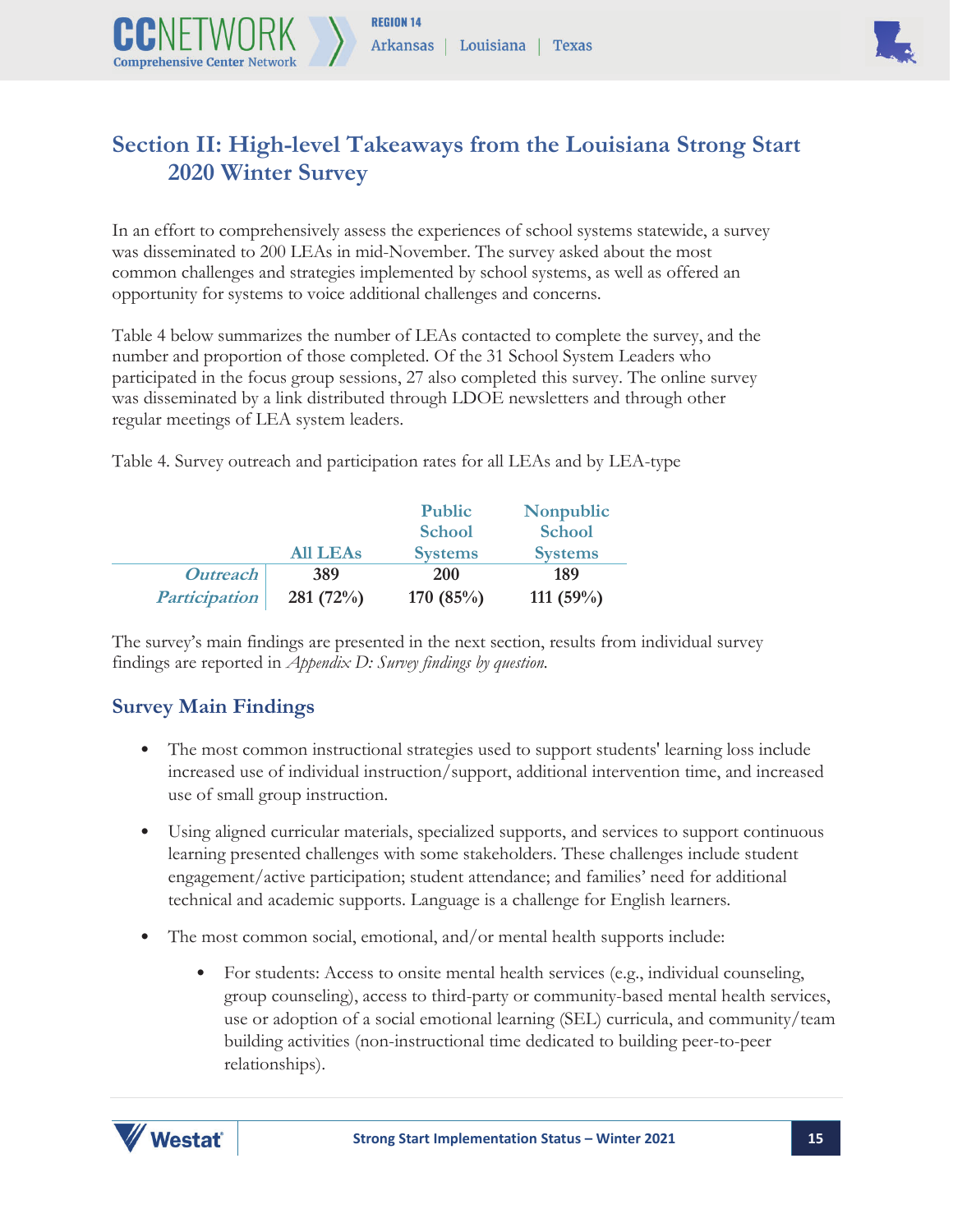## Section II: High-level Takeaways from the Louisiana Strong Start 2020 Winter Survey

In an effort to comprehensively assess the experiences of school systems statewide, a survey was disseminated to 200 LEAs in mid-November. The survey asked about the most common challenges and strategies implemented by school systems, as well as offered an opportunity for systems to voice additional challenges and concerns.

Table 4 below summarizes the number of LEAs contacted to complete the survey, and the number and proportion of those completed. Of the 31 School System Leaders who participated in the focus group sessions, 27 also completed this survey. The online survey was disseminated by a link distributed through LDOE newsletters and through other regular meetings of LEA system leaders.

Table 4. Survey outreach and participation rates for all LEAs and by LEA-type

| | All LEAs | Public School Systems | Nonpublic School Systems |
|---|---|---|---|
| *Outreach* | 389 | 200 | 189 |
| *Participation* | 281 (72%) | 170 (85%) | 111 (59%) |

The survey's main findings are presented in the next section, results from individual survey findings are reported in *Appendix D: Survey findings by question.*

### Survey Main Findings

- The most common instructional strategies used to support students' learning loss include increased use of individual instruction/support, additional intervention time, and increased use of small group instruction.
- Using aligned curricular materials, specialized supports, and services to support continuous learning presented challenges with some stakeholders. These challenges include student engagement/active participation; student attendance; and families' need for additional technical and academic supports. Language is a challenge for English learners.
- The most common social, emotional, and/or mental health supports include:
  - For students: Access to onsite mental health services (e.g., individual counseling, group counseling), access to third-party or community-based mental health services, use or adoption of a social emotional learning (SEL) curricula, and community/team building activities (non-instructional time dedicated to building peer-to-peer relationships).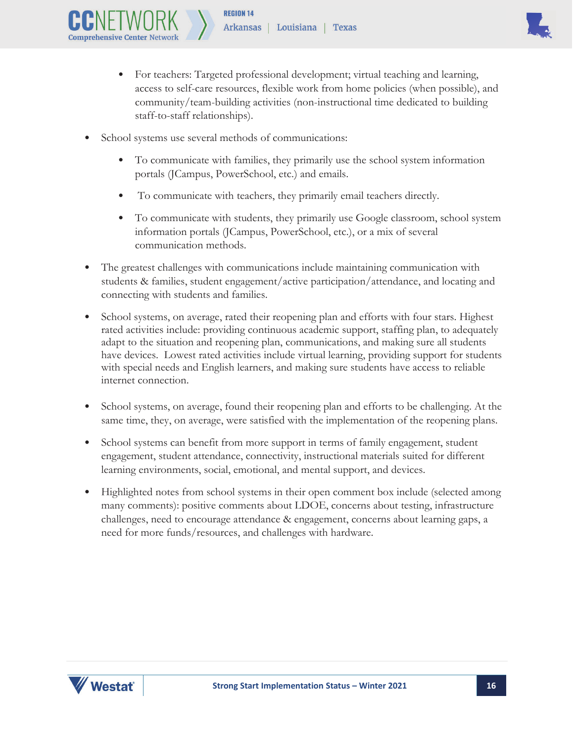- For teachers: Targeted professional development; virtual teaching and learning, access to self-care resources, flexible work from home policies (when possible), and community/team-building activities (non-instructional time dedicated to building staff-to-staff relationships).

- School systems use several methods of communications:

    - To communicate with families, they primarily use the school system information portals (JCampus, PowerSchool, etc.) and emails.

    - To communicate with teachers, they primarily email teachers directly.

    - To communicate with students, they primarily use Google classroom, school system information portals (JCampus, PowerSchool, etc.), or a mix of several communication methods.

- The greatest challenges with communications include maintaining communication with students & families, student engagement/active participation/attendance, and locating and connecting with students and families.

- School systems, on average, rated their reopening plan and efforts with four stars. Highest rated activities include: providing continuous academic support, staffing plan, to adequately adapt to the situation and reopening plan, communications, and making sure all students have devices. Lowest rated activities include virtual learning, providing support for students with special needs and English learners, and making sure students have access to reliable internet connection.

- School systems, on average, found their reopening plan and efforts to be challenging. At the same time, they, on average, were satisfied with the implementation of the reopening plans.

- School systems can benefit from more support in terms of family engagement, student engagement, student attendance, connectivity, instructional materials suited for different learning environments, social, emotional, and mental support, and devices.

- Highlighted notes from school systems in their open comment box include (selected among many comments): positive comments about LDOE, concerns about testing, infrastructure challenges, need to encourage attendance & engagement, concerns about learning gaps, a need for more funds/resources, and challenges with hardware.